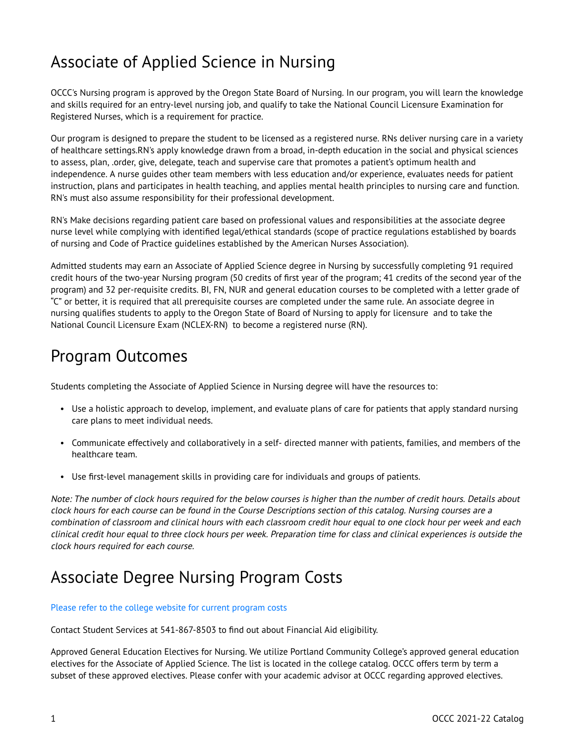# Associate of Applied Science in Nursing

OCCC's Nursing program is approved by the Oregon State Board of Nursing. In our program, you will learn the knowledge and skills required for an entry-level nursing job, and qualify to take the National Council Licensure Examination for Registered Nurses, which is a requirement for practice.

Our program is designed to prepare the student to be licensed as a registered nurse. RNs deliver nursing care in a variety of healthcare settings.RN's apply knowledge drawn from a broad, in-depth education in the social and physical sciences to assess, plan, .order, give, delegate, teach and supervise care that promotes a patient's optimum health and independence. A nurse guides other team members with less education and/or experience, evaluates needs for patient instruction, plans and participates in health teaching, and applies mental health principles to nursing care and function. RN's must also assume responsibility for their professional development.

RN's Make decisions regarding patient care based on professional values and responsibilities at the associate degree nurse level while complying with identified legal/ethical standards (scope of practice regulations established by boards of nursing and Code of Practice guidelines established by the American Nurses Association).

Admitted students may earn an Associate of Applied Science degree in Nursing by successfully completing 91 required credit hours of the two-year Nursing program (50 credits of first year of the program; 41 credits of the second year of the program) and 32 per-requisite credits. BI, FN, NUR and general education courses to be completed with a letter grade of "C" or better, it is required that all prerequisite courses are completed under the same rule. An associate degree in nursing qualifies students to apply to the Oregon State of Board of Nursing to apply for licensure and to take the National Council Licensure Exam (NCLEX-RN) to become a registered nurse (RN).

# Program Outcomes

Students completing the Associate of Applied Science in Nursing degree will have the resources to:

- Use a holistic approach to develop, implement, and evaluate plans of care for patients that apply standard nursing care plans to meet individual needs.
- Communicate effectively and collaboratively in a self- directed manner with patients, families, and members of the healthcare team.
- Use first-level management skills in providing care for individuals and groups of patients.

*Note: The number of clock hours required for the below courses is higher than the number of credit hours. Details about clock hours for each course can be found in the Course Descriptions section of this catalog. Nursing courses are a combination of classroom and clinical hours with each classroom credit hour equal to one clock hour per week and each clinical credit hour equal to three clock hours per week. Preparation time for class and clinical experiences is outside the clock hours required for each course.*

# Associate Degree Nursing Program Costs

Please refer to the college website for current program costs

Contact Student Services at 541-867-8503 to find out about Financial Aid eligibility.

Approved General Education Electives for Nursing. We utilize Portland Community College's approved general education electives for the Associate of Applied Science. The list is located in the college catalog. OCCC offers term by term a subset of these approved electives. Please confer with your academic advisor at OCCC regarding approved electives.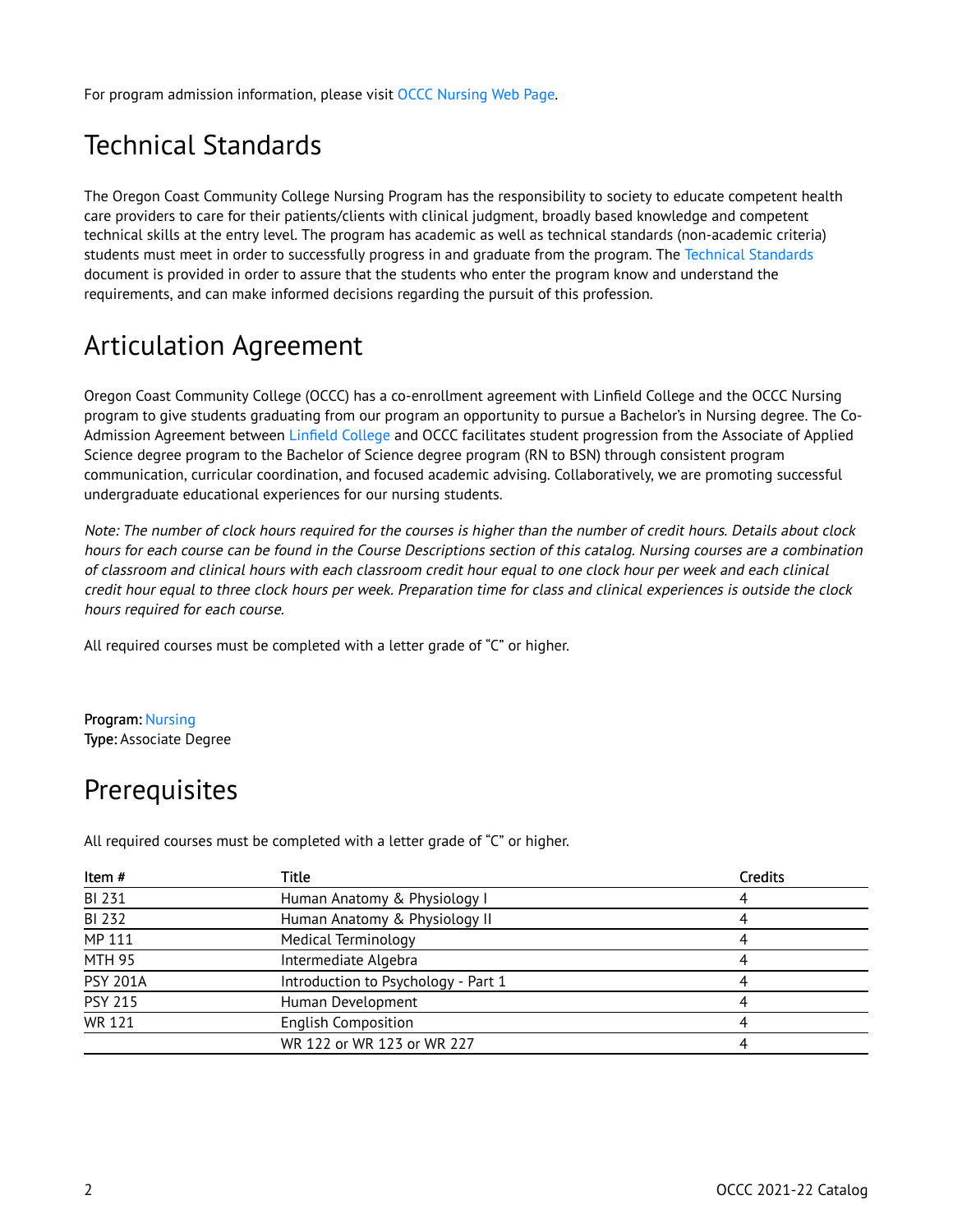For program admission information, please visit OCCC Nursing Web Page.

## Technical Standards

The Oregon Coast Community College Nursing Program has the responsibility to society to educate competent health care providers to care for their patients/clients with clinical judgment, broadly based knowledge and competent technical skills at the entry level. The program has academic as well as technical standards (non-academic criteria) students must meet in order to successfully progress in and graduate from the program. The Technical Standards document is provided in order to assure that the students who enter the program know and understand the requirements, and can make informed decisions regarding the pursuit of this profession.

## Articulation Agreement

Oregon Coast Community College (OCCC) has a co-enrollment agreement with Linfield College and the OCCC Nursing program to give students graduating from our program an opportunity to pursue a Bachelor's in Nursing degree. The Co-Admission Agreement between Linfield College and OCCC facilitates student progression from the Associate of Applied Science degree program to the Bachelor of Science degree program (RN to BSN) through consistent program communication, curricular coordination, and focused academic advising. Collaboratively, we are promoting successful undergraduate educational experiences for our nursing students.

*Note: The number of clock hours required for the courses is higher than the number of credit hours. Details about clock hours for each course can be found in the Course Descriptions section of this catalog. Nursing courses are a combination of classroom and clinical hours with each classroom credit hour equal to one clock hour per week and each clinical credit hour equal to three clock hours per week. Preparation time for class and clinical experiences is outside the clock hours required for each course.*

All required courses must be completed with a letter grade of "C" or higher.

**Program:** Nursing
**Type:** Associate Degree

## Prerequisites

All required courses must be completed with a letter grade of "C" or higher.

| Item # | Title | Credits |
|---|---|---|
| BI 231 | Human Anatomy & Physiology I | 4 |
| BI 232 | Human Anatomy & Physiology II | 4 |
| MP 111 | Medical Terminology | 4 |
| MTH 95 | Intermediate Algebra | 4 |
| PSY 201A | Introduction to Psychology - Part 1 | 4 |
| PSY 215 | Human Development | 4 |
| WR 121 | English Composition | 4 |
| | WR 122 or WR 123 or WR 227 | 4 |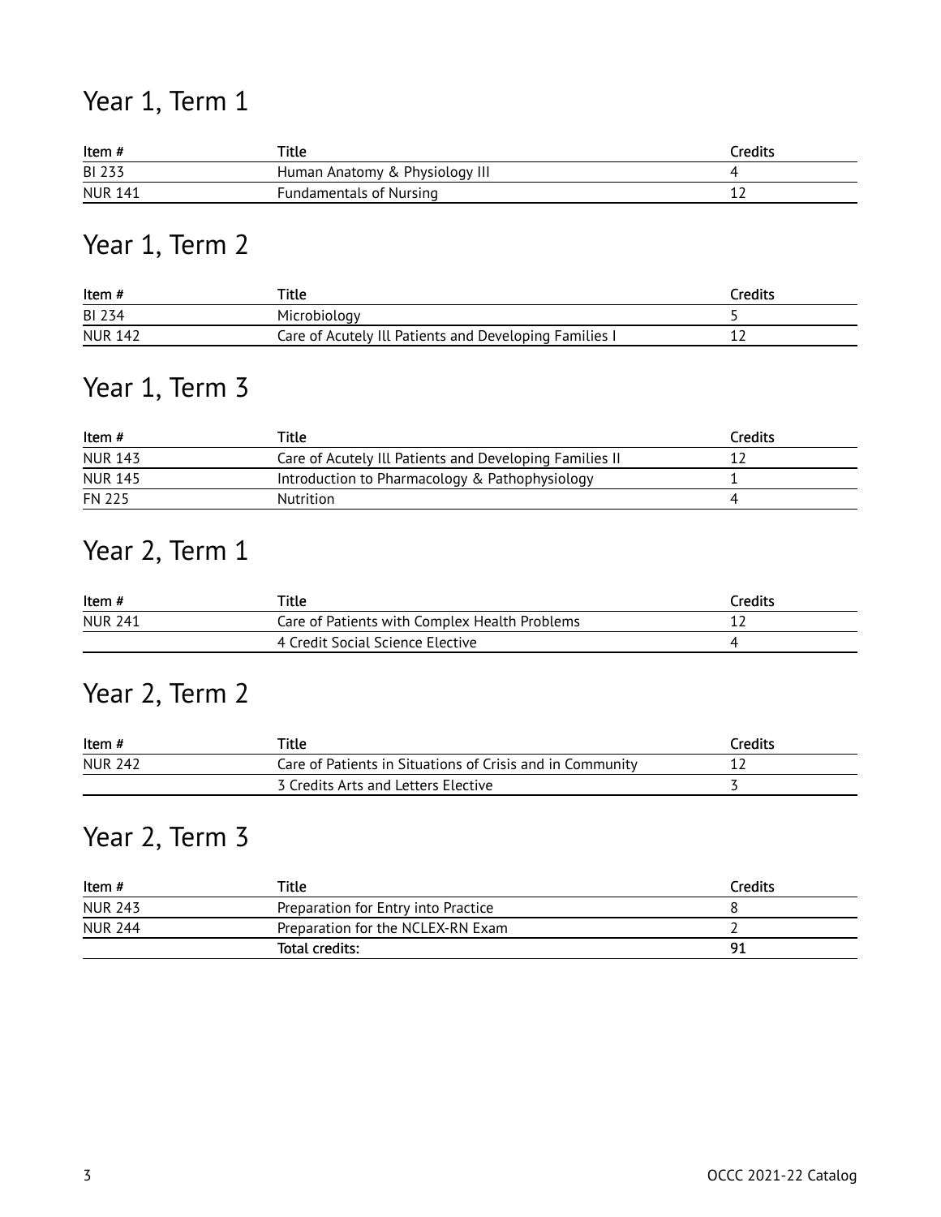## Year 1, Term 1

| Item # | Title | Credits |
|---|---|---|
| BI 233 | Human Anatomy & Physiology III | 4 |
| NUR 141 | Fundamentals of Nursing | 12 |

## Year 1, Term 2

| Item # | Title | Credits |
|---|---|---|
| BI 234 | Microbiology | 5 |
| NUR 142 | Care of Acutely Ill Patients and Developing Families I | 12 |

## Year 1, Term 3

| Item # | Title | Credits |
|---|---|---|
| NUR 143 | Care of Acutely Ill Patients and Developing Families II | 12 |
| NUR 145 | Introduction to Pharmacology & Pathophysiology | 1 |
| FN 225 | Nutrition | 4 |

## Year 2, Term 1

| Item # | Title | Credits |
|---|---|---|
| NUR 241 | Care of Patients with Complex Health Problems | 12 |
| | 4 Credit Social Science Elective | 4 |

## Year 2, Term 2

| Item # | Title | Credits |
|---|---|---|
| NUR 242 | Care of Patients in Situations of Crisis and in Community | 12 |
| | 3 Credits Arts and Letters Elective | 3 |

## Year 2, Term 3

| Item # | Title | Credits |
|---|---|---|
| NUR 243 | Preparation for Entry into Practice | 8 |
| NUR 244 | Preparation for the NCLEX-RN Exam | 2 |
| | **Total credits:** | **91** |